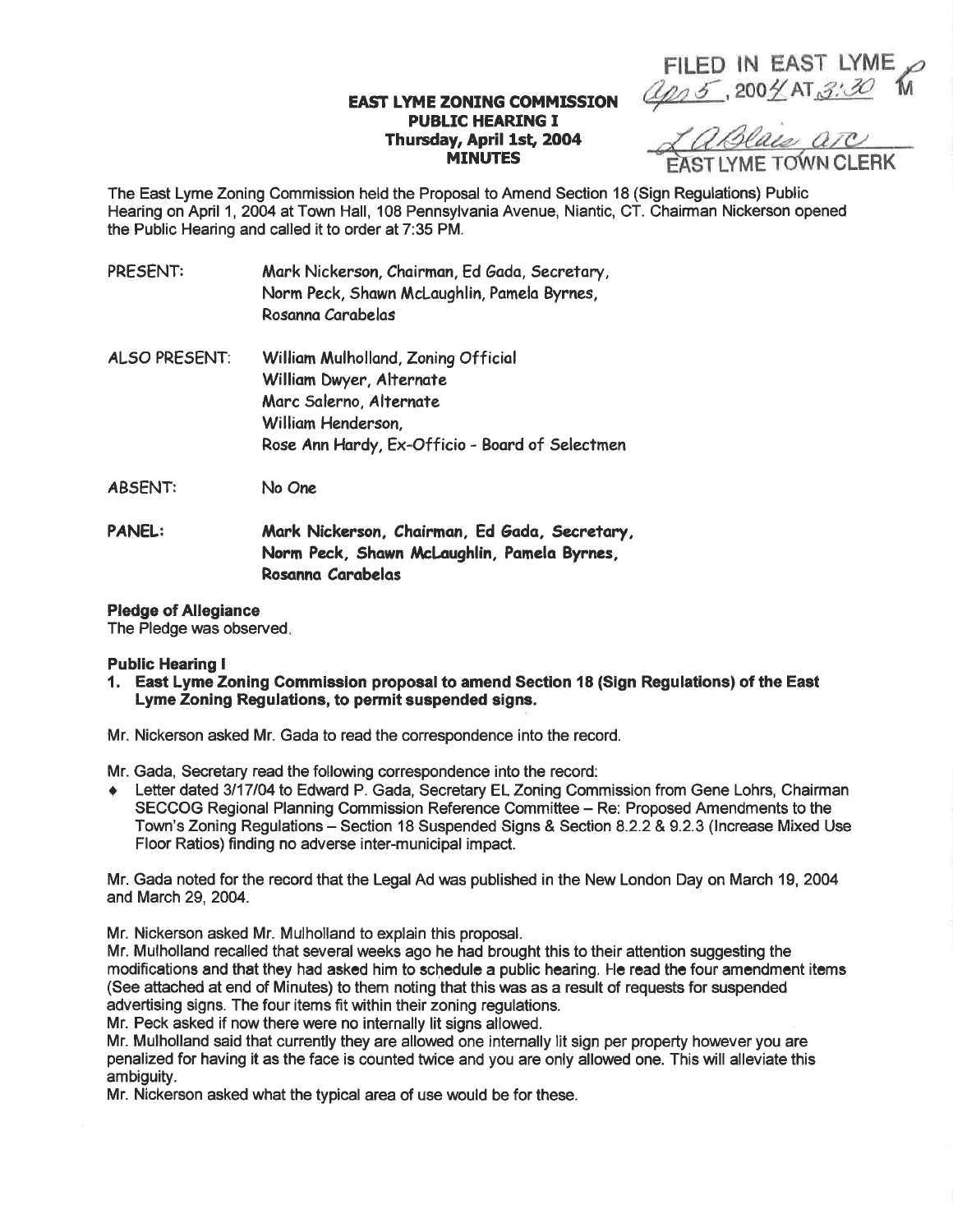FILED IN EAST LYME
Apr 5, 2004 AT 3:30 PM

LA Blais ATC
EAST LYME TOWN CLERK

**EAST LYME ZONING COMMISSION**
**PUBLIC HEARING I**
**Thursday, April 1st, 2004**
**MINUTES**

The East Lyme Zoning Commission held the Proposal to Amend Section 18 (Sign Regulations) Public Hearing on April 1, 2004 at Town Hall, 108 Pennsylvania Avenue, Niantic, CT. Chairman Nickerson opened the Public Hearing and called it to order at 7:35 PM.

PRESENT: Mark Nickerson, Chairman, Ed Gada, Secretary, Norm Peck, Shawn McLaughlin, Pamela Byrnes, Rosanna Carabelas

ALSO PRESENT: William Mulholland, Zoning Official
William Dwyer, Alternate
Marc Salerno, Alternate
William Henderson,
Rose Ann Hardy, Ex-Officio - Board of Selectmen

ABSENT: No One

**PANEL: Mark Nickerson, Chairman, Ed Gada, Secretary, Norm Peck, Shawn McLaughlin, Pamela Byrnes, Rosanna Carabelas**

**Pledge of Allegiance**
The Pledge was observed.

**Public Hearing I**

1. **East Lyme Zoning Commission proposal to amend Section 18 (Sign Regulations) of the East Lyme Zoning Regulations, to permit suspended signs.**

Mr. Nickerson asked Mr. Gada to read the correspondence into the record.

Mr. Gada, Secretary read the following correspondence into the record:

- Letter dated 3/17/04 to Edward P. Gada, Secretary EL Zoning Commission from Gene Lohrs, Chairman SECCOG Regional Planning Commission Reference Committee – Re: Proposed Amendments to the Town's Zoning Regulations – Section 18 Suspended Signs & Section 8.2.2 & 9.2.3 (Increase Mixed Use Floor Ratios) finding no adverse inter-municipal impact.

Mr. Gada noted for the record that the Legal Ad was published in the New London Day on March 19, 2004 and March 29, 2004.

Mr. Nickerson asked Mr. Mulholland to explain this proposal.
Mr. Mulholland recalled that several weeks ago he had brought this to their attention suggesting the modifications and that they had asked him to schedule a public hearing. He read the four amendment items (See attached at end of Minutes) to them noting that this was as a result of requests for suspended advertising signs. The four items fit within their zoning regulations.
Mr. Peck asked if now there were no internally lit signs allowed.
Mr. Mulholland said that currently they are allowed one internally lit sign per property however you are penalized for having it as the face is counted twice and you are only allowed one. This will alleviate this ambiguity.
Mr. Nickerson asked what the typical area of use would be for these.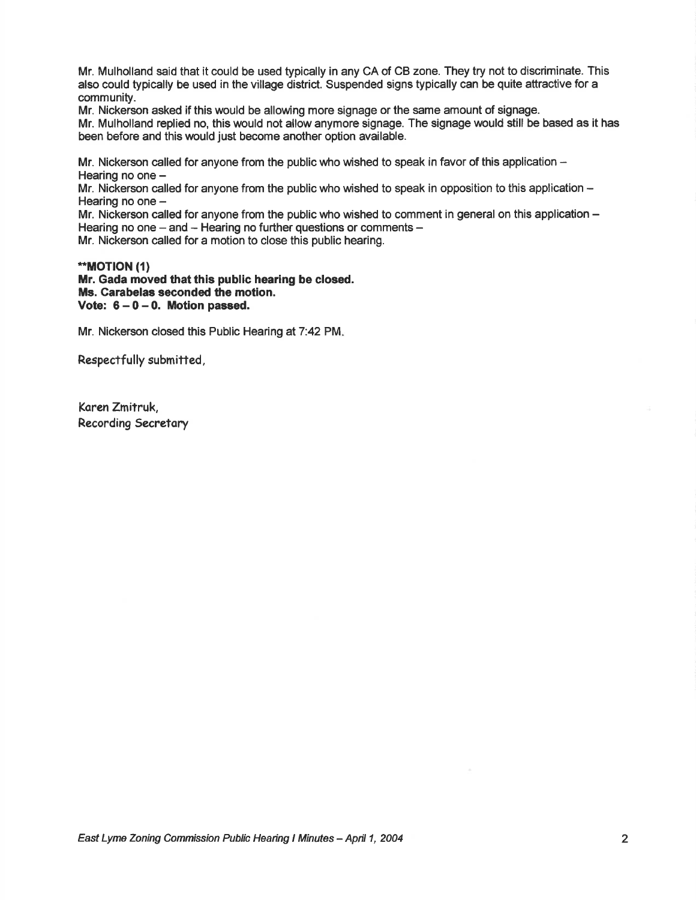Mr. Mulholland said that it could be used typically in any CA of CB zone. They try not to discriminate. This also could typically be used in the village district. Suspended signs typically can be quite attractive for a community.

Mr. Nickerson asked if this would be allowing more signage or the same amount of signage.

Mr. Mulholland replied no, this would not allow anymore signage. The signage would still be based as it has been before and this would just become another option available.

Mr. Nickerson called for anyone from the public who wished to speak in favor of this application – Hearing no one –

Mr. Nickerson called for anyone from the public who wished to speak in opposition to this application – Hearing no one –

Mr. Nickerson called for anyone from the public who wished to comment in general on this application – Hearing no one – and – Hearing no further questions or comments –

Mr. Nickerson called for a motion to close this public hearing.

****MOTION (1)**
**Mr. Gada moved that this public hearing be closed.**
**Ms. Carabelas seconded the motion.**
**Vote: 6 – 0 – 0. Motion passed.**

Mr. Nickerson closed this Public Hearing at 7:42 PM.

Respectfully submitted,

Karen Zmitruk,
Recording Secretary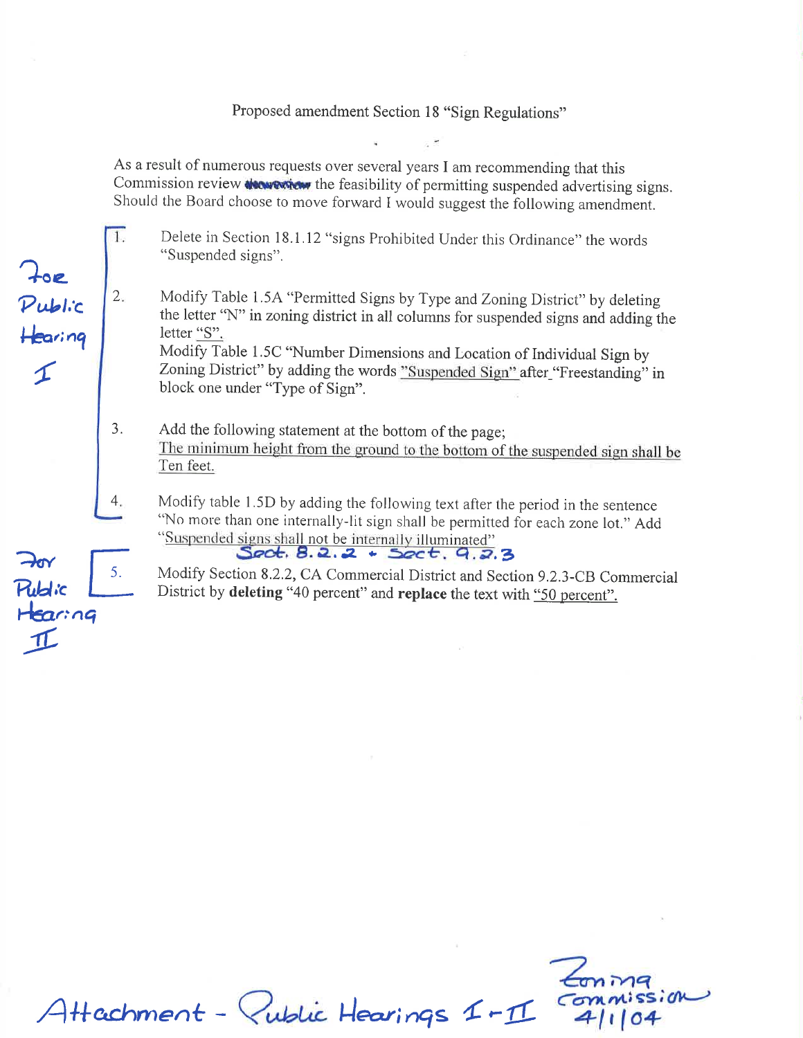Proposed amendment Section 18 "Sign Regulations"

As a result of numerous requests over several years I am recommending that this Commission review ~~document~~ the feasibility of permitting suspended advertising signs. Should the Board choose to move forward I would suggest the following amendment.

*For Public Hearing I*

1. Delete in Section 18.1.12 "signs Prohibited Under this Ordinance" the words "Suspended signs".

2. Modify Table 1.5A "Permitted Signs by Type and Zoning District" by deleting the letter "N" in zoning district in all columns for suspended signs and adding the letter "S".
   Modify Table 1.5C "Number Dimensions and Location of Individual Sign by Zoning District" by adding the words "Suspended Sign" after "Freestanding" in block one under "Type of Sign".

3. Add the following statement at the bottom of the page;
   The minimum height from the ground to the bottom of the suspended sign shall be Ten feet.

4. Modify table 1.5D by adding the following text after the period in the sentence "No more than one internally-lit sign shall be permitted for each zone lot." Add "Suspended signs shall not be internally illuminated"

*For Public Hearing II*

*Sect. 8.2.2 + Sect. 9.2.3*

5. Modify Section 8.2.2, CA Commercial District and Section 9.2.3-CB Commercial District by **deleting** "40 percent" and **replace** the text with "50 percent".

*Attachment - Public Hearings I-II*

*Zoning Commission 4/1/04*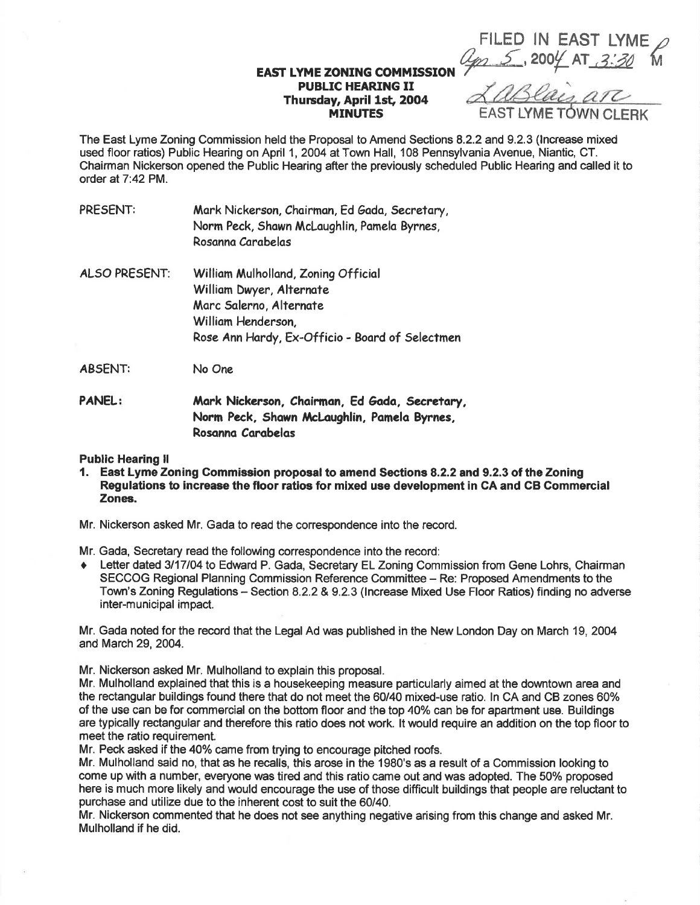FILED IN EAST LYME Apr 5, 2004 AT 3:30 PM

LABlais, ATC

EAST LYME TOWN CLERK

**EAST LYME ZONING COMMISSION**
**PUBLIC HEARING II**
**Thursday, April 1st, 2004**
**MINUTES**

The East Lyme Zoning Commission held the Proposal to Amend Sections 8.2.2 and 9.2.3 (Increase mixed used floor ratios) Public Hearing on April 1, 2004 at Town Hall, 108 Pennsylvania Avenue, Niantic, CT. Chairman Nickerson opened the Public Hearing after the previously scheduled Public Hearing and called it to order at 7:42 PM.

PRESENT: Mark Nickerson, Chairman, Ed Gada, Secretary, Norm Peck, Shawn McLaughlin, Pamela Byrnes, Rosanna Carabelas

ALSO PRESENT: William Mulholland, Zoning Official
William Dwyer, Alternate
Marc Salerno, Alternate
William Henderson,
Rose Ann Hardy, Ex-Officio - Board of Selectmen

ABSENT: No One

**PANEL: Mark Nickerson, Chairman, Ed Gada, Secretary, Norm Peck, Shawn McLaughlin, Pamela Byrnes, Rosanna Carabelas**

**Public Hearing II**

**1. East Lyme Zoning Commission proposal to amend Sections 8.2.2 and 9.2.3 of the Zoning Regulations to increase the floor ratios for mixed use development in CA and CB Commercial Zones.**

Mr. Nickerson asked Mr. Gada to read the correspondence into the record.

Mr. Gada, Secretary read the following correspondence into the record:

- Letter dated 3/17/04 to Edward P. Gada, Secretary EL Zoning Commission from Gene Lohrs, Chairman SECCOG Regional Planning Commission Reference Committee – Re: Proposed Amendments to the Town's Zoning Regulations – Section 8.2.2 & 9.2.3 (Increase Mixed Use Floor Ratios) finding no adverse inter-municipal impact.

Mr. Gada noted for the record that the Legal Ad was published in the New London Day on March 19, 2004 and March 29, 2004.

Mr. Nickerson asked Mr. Mulholland to explain this proposal.

Mr. Mulholland explained that this is a housekeeping measure particularly aimed at the downtown area and the rectangular buildings found there that do not meet the 60/40 mixed-use ratio. In CA and CB zones 60% of the use can be for commercial on the bottom floor and the top 40% can be for apartment use. Buildings are typically rectangular and therefore this ratio does not work. It would require an addition on the top floor to meet the ratio requirement.

Mr. Peck asked if the 40% came from trying to encourage pitched roofs.

Mr. Mulholland said no, that as he recalls, this arose in the 1980's as a result of a Commission looking to come up with a number, everyone was tired and this ratio came out and was adopted. The 50% proposed here is much more likely and would encourage the use of those difficult buildings that people are reluctant to purchase and utilize due to the inherent cost to suit the 60/40.

Mr. Nickerson commented that he does not see anything negative arising from this change and asked Mr. Mulholland if he did.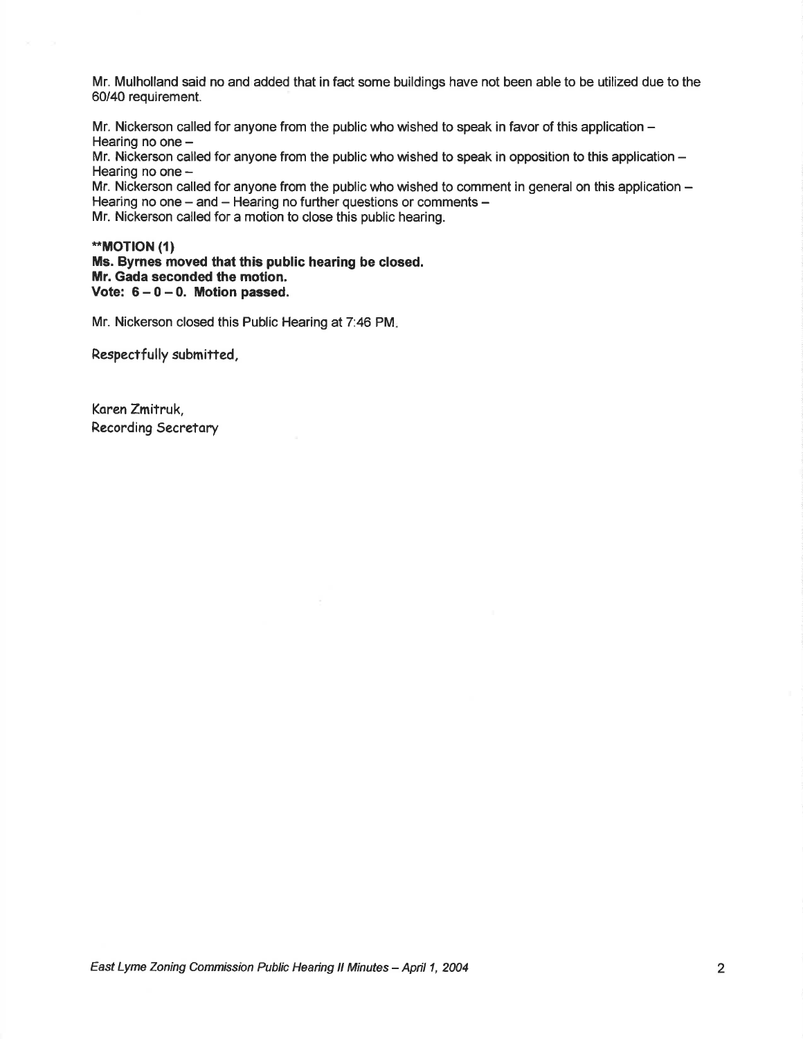Mr. Mulholland said no and added that in fact some buildings have not been able to be utilized due to the 60/40 requirement.

Mr. Nickerson called for anyone from the public who wished to speak in favor of this application –
Hearing no one –
Mr. Nickerson called for anyone from the public who wished to speak in opposition to this application –
Hearing no one –
Mr. Nickerson called for anyone from the public who wished to comment in general on this application –
Hearing no one – and – Hearing no further questions or comments –
Mr. Nickerson called for a motion to close this public hearing.

****MOTION (1)**
**Ms. Byrnes moved that this public hearing be closed.**
**Mr. Gada seconded the motion.**
**Vote: 6 – 0 – 0. Motion passed.**

Mr. Nickerson closed this Public Hearing at 7:46 PM.

Respectfully submitted,

Karen Zmitruk,
Recording Secretary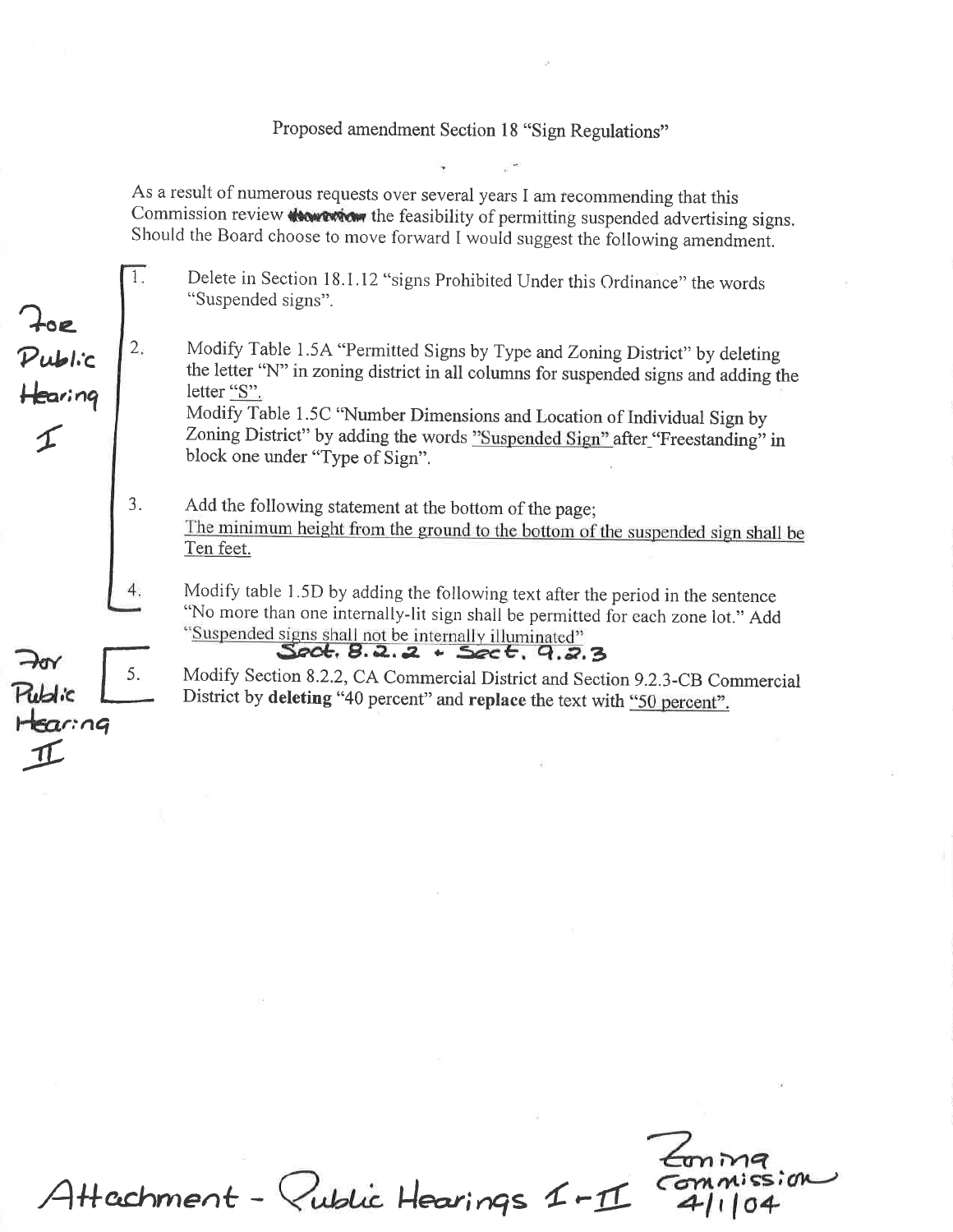Proposed amendment Section 18 "Sign Regulations"

As a result of numerous requests over several years I am recommending that this Commission review ~~downtown~~ the feasibility of permitting suspended advertising signs. Should the Board choose to move forward I would suggest the following amendment.

For Public Hearing I

1. Delete in Section 18.1.12 "signs Prohibited Under this Ordinance" the words "Suspended signs".

2. Modify Table 1.5A "Permitted Signs by Type and Zoning District" by deleting the letter "N" in zoning district in all columns for suspended signs and adding the letter <u>"S"</u>.
   Modify Table 1.5C "Number Dimensions and Location of Individual Sign by Zoning District" by adding the words <u>"Suspended Sign"</u> after "Freestanding" in block one under "Type of Sign".

3. Add the following statement at the bottom of the page;
   <u>The minimum height from the ground to the bottom of the suspended sign shall be Ten feet.</u>

4. Modify table 1.5D by adding the following text after the period in the sentence "No more than one internally-lit sign shall be permitted for each zone lot." Add <u>"Suspended signs shall not be internally illuminated"</u>

For Public Hearing II

Sect. 8.2.2 + Sect. 9.2.3

5. Modify Section 8.2.2, CA Commercial District and Section 9.2.3-CB Commercial District by **deleting** "40 percent" and **replace** the text with <u>"50 percent"</u>.

Attachment - Public Hearings I - II

Zoning Commission 4/1/04